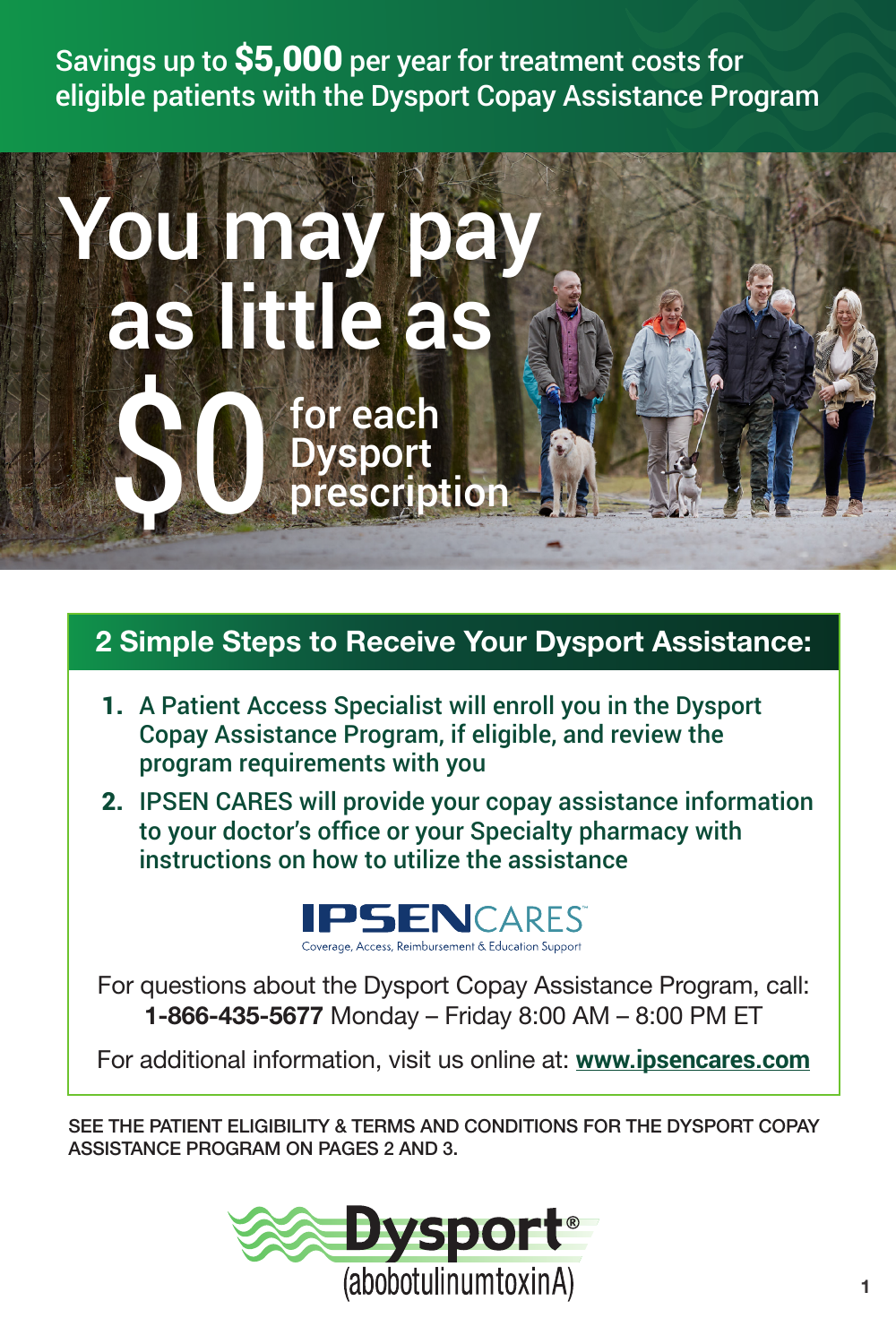Savings up to **$5,000** per year for treatment costs for eligible patients with the Dysport Copay Assistance Program

# You may pay as little as $0 for each Dysport prescription

## 2 Simple Steps to Receive Your Dysport Assistance:

1. A Patient Access Specialist will enroll you in the Dysport Copay Assistance Program, if eligible, and review the program requirements with you
2. IPSEN CARES will provide your copay assistance information to your doctor's office or your Specialty pharmacy with instructions on how to utilize the assistance

IPSEN CARES™
Coverage, Access, Reimbursement & Education Support

For questions about the Dysport Copay Assistance Program, call: **1-866-435-5677** Monday – Friday 8:00 AM – 8:00 PM ET

For additional information, visit us online at: **www.ipsencares.com**

SEE THE PATIENT ELIGIBILITY & TERMS AND CONDITIONS FOR THE DYSPORT COPAY ASSISTANCE PROGRAM ON PAGES 2 AND 3.

Dysport®
(abobotulinumtoxinA)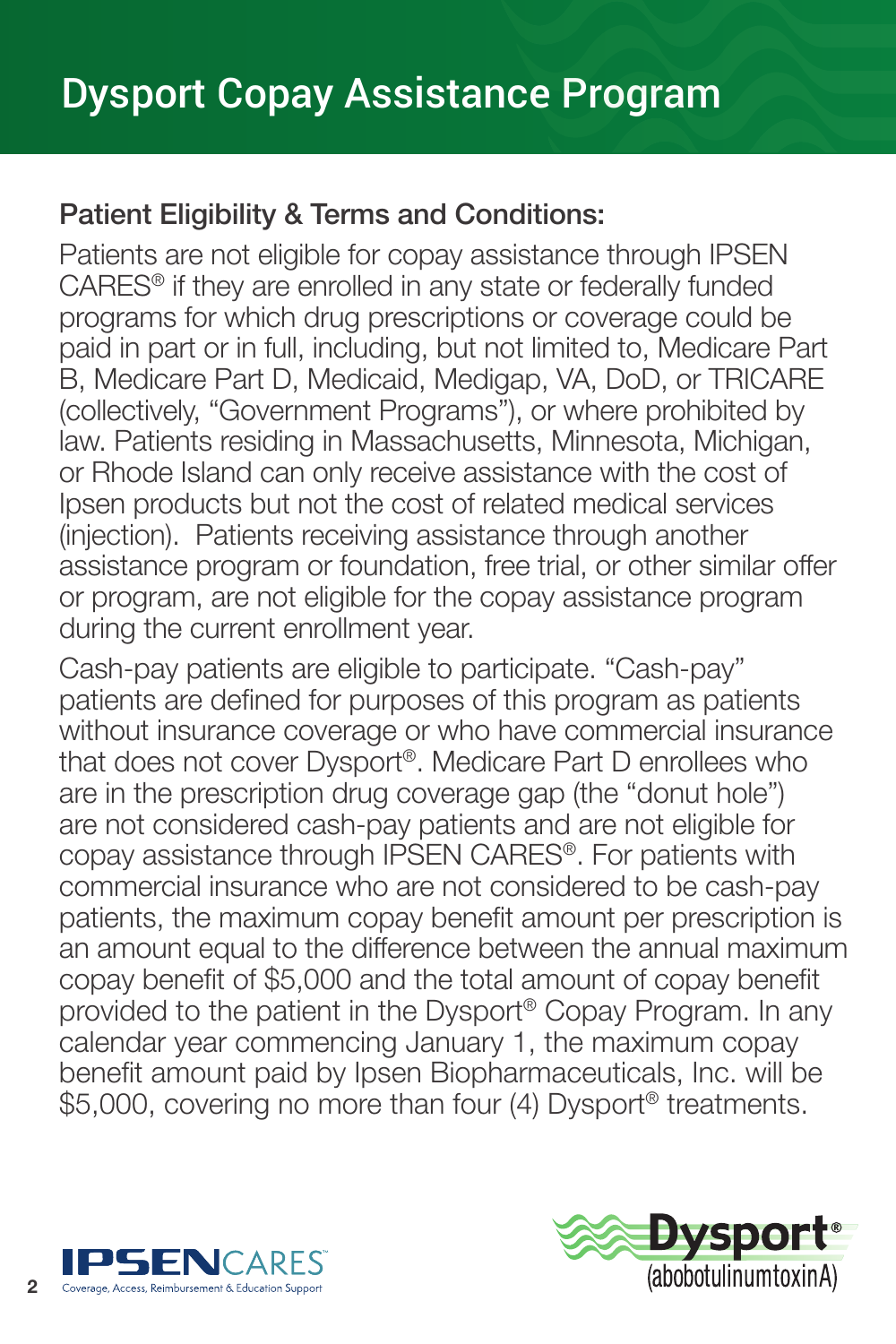# Dysport Copay Assistance Program

**Patient Eligibility & Terms and Conditions:**

Patients are not eligible for copay assistance through IPSEN CARES® if they are enrolled in any state or federally funded programs for which drug prescriptions or coverage could be paid in part or in full, including, but not limited to, Medicare Part B, Medicare Part D, Medicaid, Medigap, VA, DoD, or TRICARE (collectively, "Government Programs"), or where prohibited by law. Patients residing in Massachusetts, Minnesota, Michigan, or Rhode Island can only receive assistance with the cost of Ipsen products but not the cost of related medical services (injection). Patients receiving assistance through another assistance program or foundation, free trial, or other similar offer or program, are not eligible for the copay assistance program during the current enrollment year.

Cash-pay patients are eligible to participate. "Cash-pay" patients are defined for purposes of this program as patients without insurance coverage or who have commercial insurance that does not cover Dysport®. Medicare Part D enrollees who are in the prescription drug coverage gap (the "donut hole") are not considered cash-pay patients and are not eligible for copay assistance through IPSEN CARES®. For patients with commercial insurance who are not considered to be cash-pay patients, the maximum copay benefit amount per prescription is an amount equal to the difference between the annual maximum copay benefit of $5,000 and the total amount of copay benefit provided to the patient in the Dysport® Copay Program. In any calendar year commencing January 1, the maximum copay benefit amount paid by Ipsen Biopharmaceuticals, Inc. will be $5,000, covering no more than four (4) Dysport® treatments.

IPSEN CARES™ Coverage, Access, Reimbursement & Education Support

Dysport® (abobotulinumtoxinA)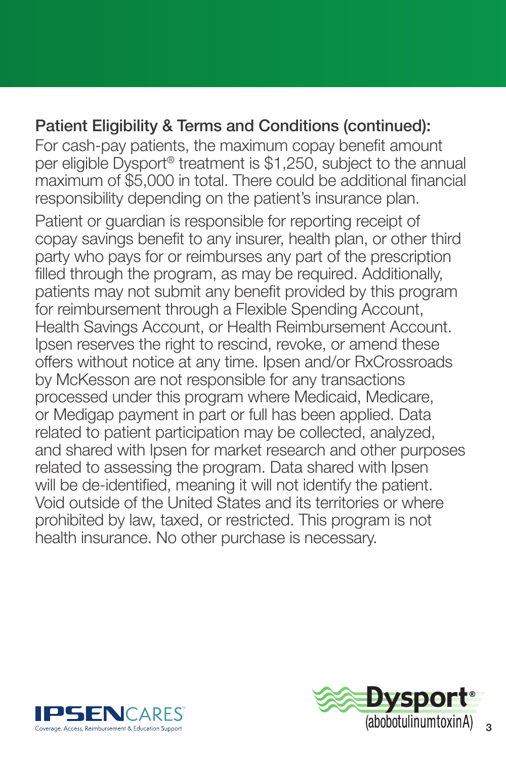**Patient Eligibility & Terms and Conditions (continued):**

For cash-pay patients, the maximum copay benefit amount per eligible Dysport® treatment is $1,250, subject to the annual maximum of $5,000 in total. There could be additional financial responsibility depending on the patient's insurance plan.

Patient or guardian is responsible for reporting receipt of copay savings benefit to any insurer, health plan, or other third party who pays for or reimburses any part of the prescription filled through the program, as may be required. Additionally, patients may not submit any benefit provided by this program for reimbursement through a Flexible Spending Account, Health Savings Account, or Health Reimbursement Account. Ipsen reserves the right to rescind, revoke, or amend these offers without notice at any time. Ipsen and/or RxCrossroads by McKesson are not responsible for any transactions processed under this program where Medicaid, Medicare, or Medigap payment in part or full has been applied. Data related to patient participation may be collected, analyzed, and shared with Ipsen for market research and other purposes related to assessing the program. Data shared with Ipsen will be de-identified, meaning it will not identify the patient. Void outside of the United States and its territories or where prohibited by law, taxed, or restricted. This program is not health insurance. No other purchase is necessary.

IPSENCARES™
Coverage, Access, Reimbursement & Education Support

Dysport®
(abobotulinumtoxinA)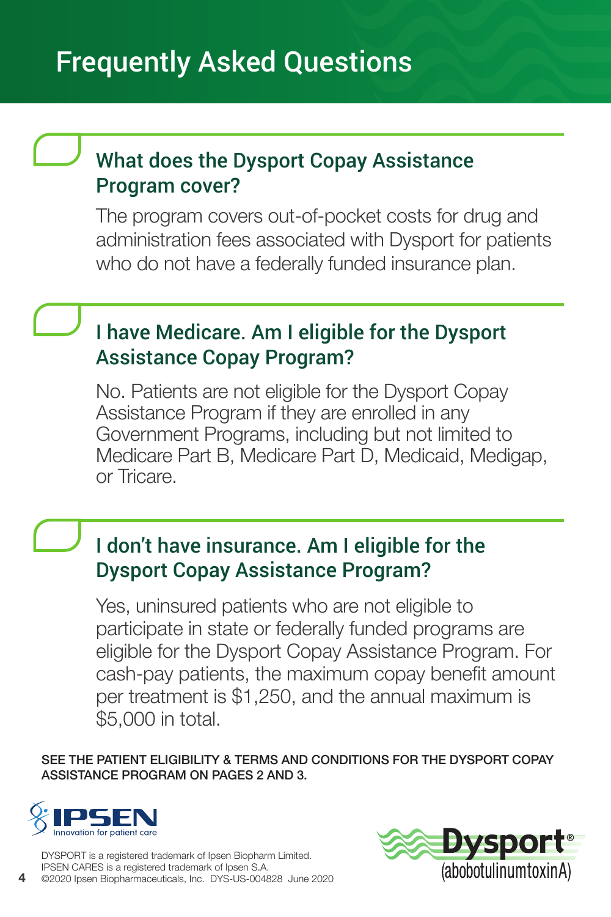# Frequently Asked Questions

## What does the Dysport Copay Assistance Program cover?

The program covers out-of-pocket costs for drug and administration fees associated with Dysport for patients who do not have a federally funded insurance plan.

## I have Medicare. Am I eligible for the Dysport Assistance Copay Program?

No. Patients are not eligible for the Dysport Copay Assistance Program if they are enrolled in any Government Programs, including but not limited to Medicare Part B, Medicare Part D, Medicaid, Medigap, or Tricare.

## I don't have insurance. Am I eligible for the Dysport Copay Assistance Program?

Yes, uninsured patients who are not eligible to participate in state or federally funded programs are eligible for the Dysport Copay Assistance Program. For cash-pay patients, the maximum copay benefit amount per treatment is $1,250, and the annual maximum is $5,000 in total.

SEE THE PATIENT ELIGIBILITY & TERMS AND CONDITIONS FOR THE DYSPORT COPAY ASSISTANCE PROGRAM ON PAGES 2 AND 3.

IPSEN Innovation for patient care

DYSPORT is a registered trademark of Ipsen Biopharm Limited.
IPSEN CARES is a registered trademark of Ipsen S.A.
©2020 Ipsen Biopharmaceuticals, Inc. DYS-US-004828 June 2020

Dysport® (abobotulinumtoxinA)